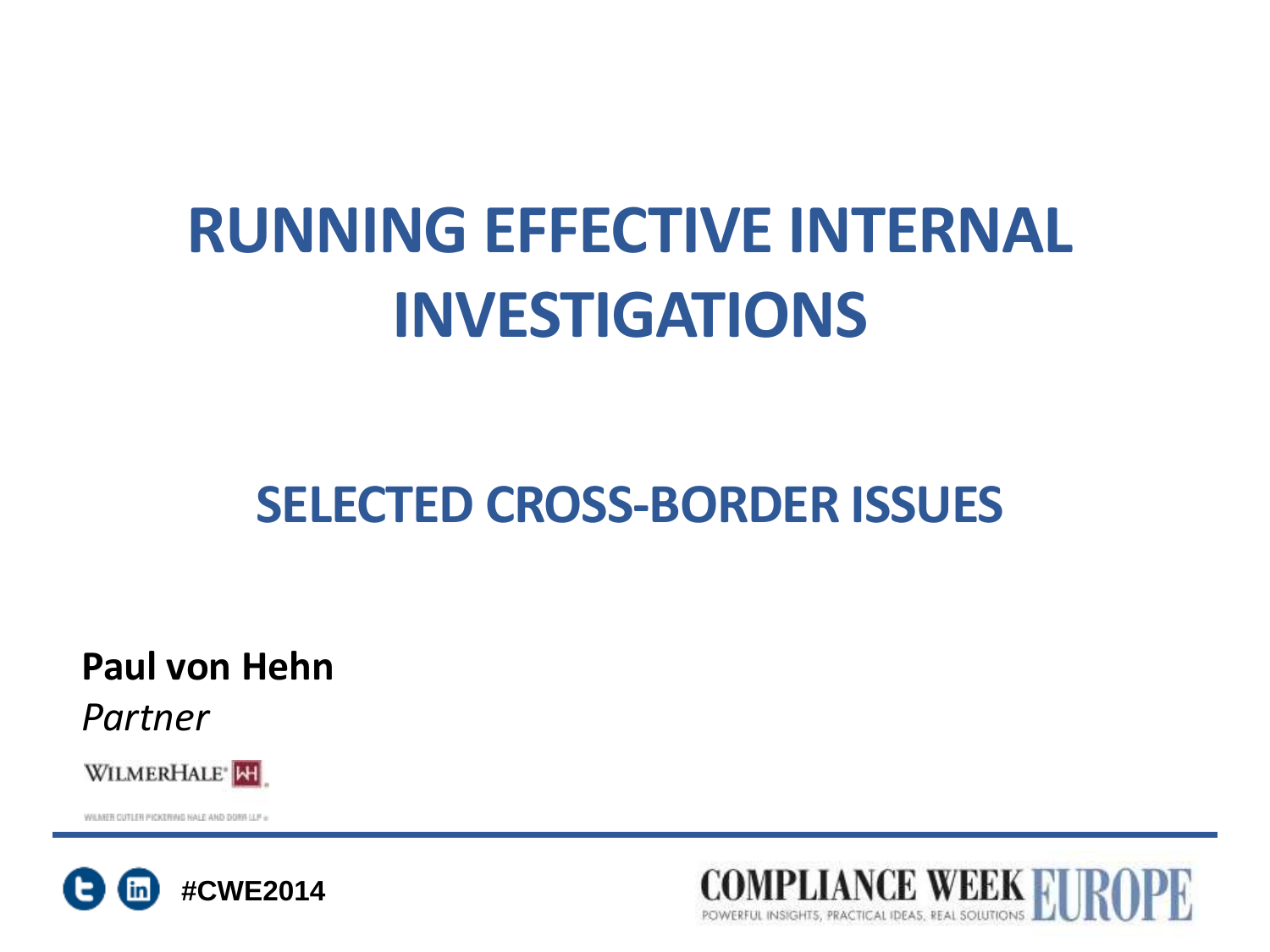# RUNNING EFFECTIVE INTERNAL INVESTIGATIONS

## SELECTED CROSS-BORDER ISSUES

**Paul von Hehn**

*Partner*

WILMERHALE

WILMER CUTLER PICKERING HALE AND DORR LLP

#CWE2014

COMPLIANCE WEEK EUROPE

POWERFUL INSIGHTS, PRACTICAL IDEAS, REAL SOLUTIONS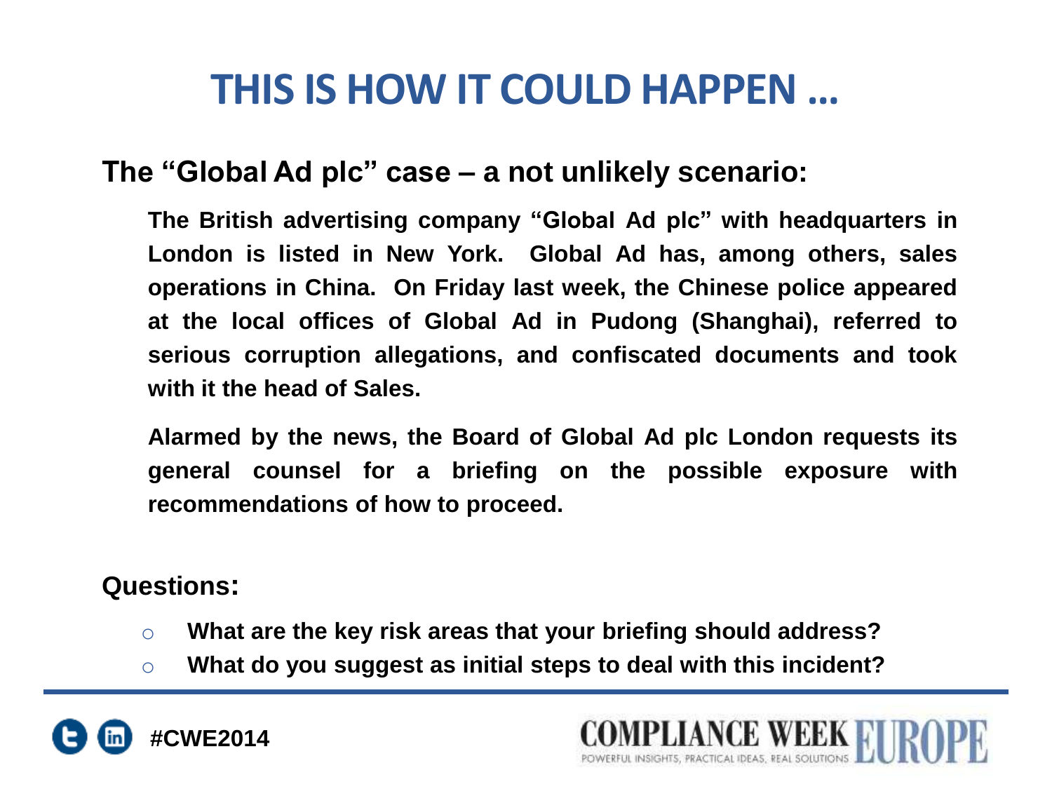# THIS IS HOW IT COULD HAPPEN …

## The "Global Ad plc" case – a not unlikely scenario:

**The British advertising company "Global Ad plc" with headquarters in London is listed in New York. Global Ad has, among others, sales operations in China. On Friday last week, the Chinese police appeared at the local offices of Global Ad in Pudong (Shanghai), referred to serious corruption allegations, and confiscated documents and took with it the head of Sales.**

**Alarmed by the news, the Board of Global Ad plc London requests its general counsel for a briefing on the possible exposure with recommendations of how to proceed.**

**Questions:**

- **What are the key risk areas that your briefing should address?**
- **What do you suggest as initial steps to deal with this incident?**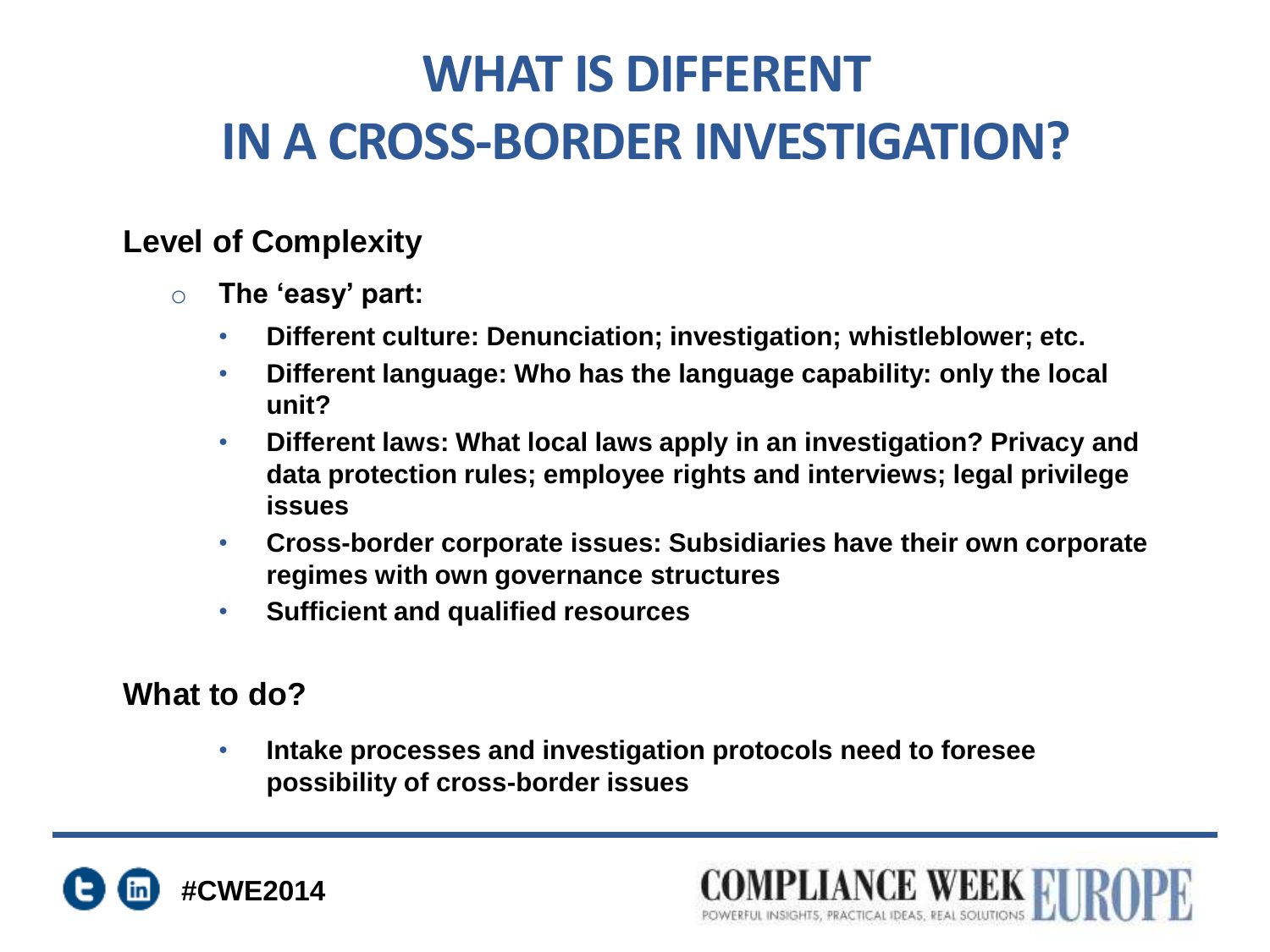# WHAT IS DIFFERENT IN A CROSS-BORDER INVESTIGATION?

**Level of Complexity**

- **The ‘easy’ part:**
  - **Different culture: Denunciation; investigation; whistleblower; etc.**
  - **Different language: Who has the language capability: only the local unit?**
  - **Different laws: What local laws apply in an investigation? Privacy and data protection rules; employee rights and interviews; legal privilege issues**
  - **Cross-border corporate issues: Subsidiaries have their own corporate regimes with own governance structures**
  - **Sufficient and qualified resources**

**What to do?**

- **Intake processes and investigation protocols need to foresee possibility of cross-border issues**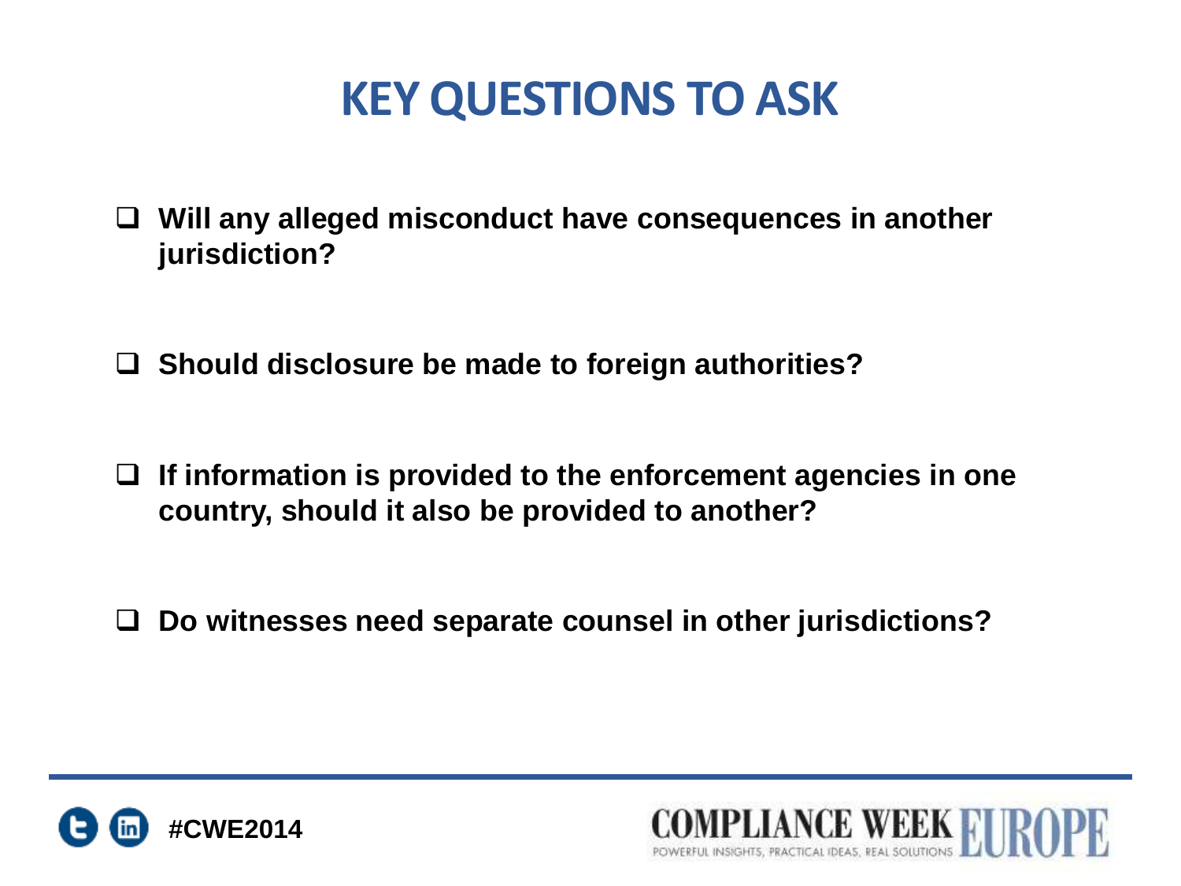# KEY QUESTIONS TO ASK

- **Will any alleged misconduct have consequences in another jurisdiction?**
- **Should disclosure be made to foreign authorities?**
- **If information is provided to the enforcement agencies in one country, should it also be provided to another?**
- **Do witnesses need separate counsel in other jurisdictions?**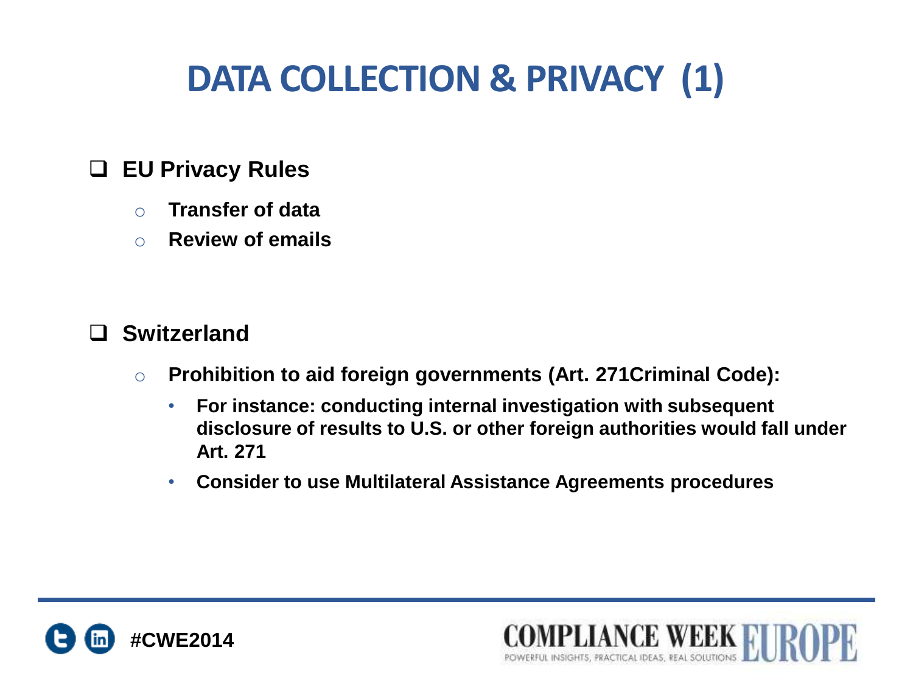# DATA COLLECTION & PRIVACY (1)

- **EU Privacy Rules**
  - **Transfer of data**
  - **Review of emails**

- **Switzerland**
  - **Prohibition to aid foreign governments (Art. 271Criminal Code):**
    - **For instance: conducting internal investigation with subsequent disclosure of results to U.S. or other foreign authorities would fall under Art. 271**
    - **Consider to use Multilateral Assistance Agreements procedures**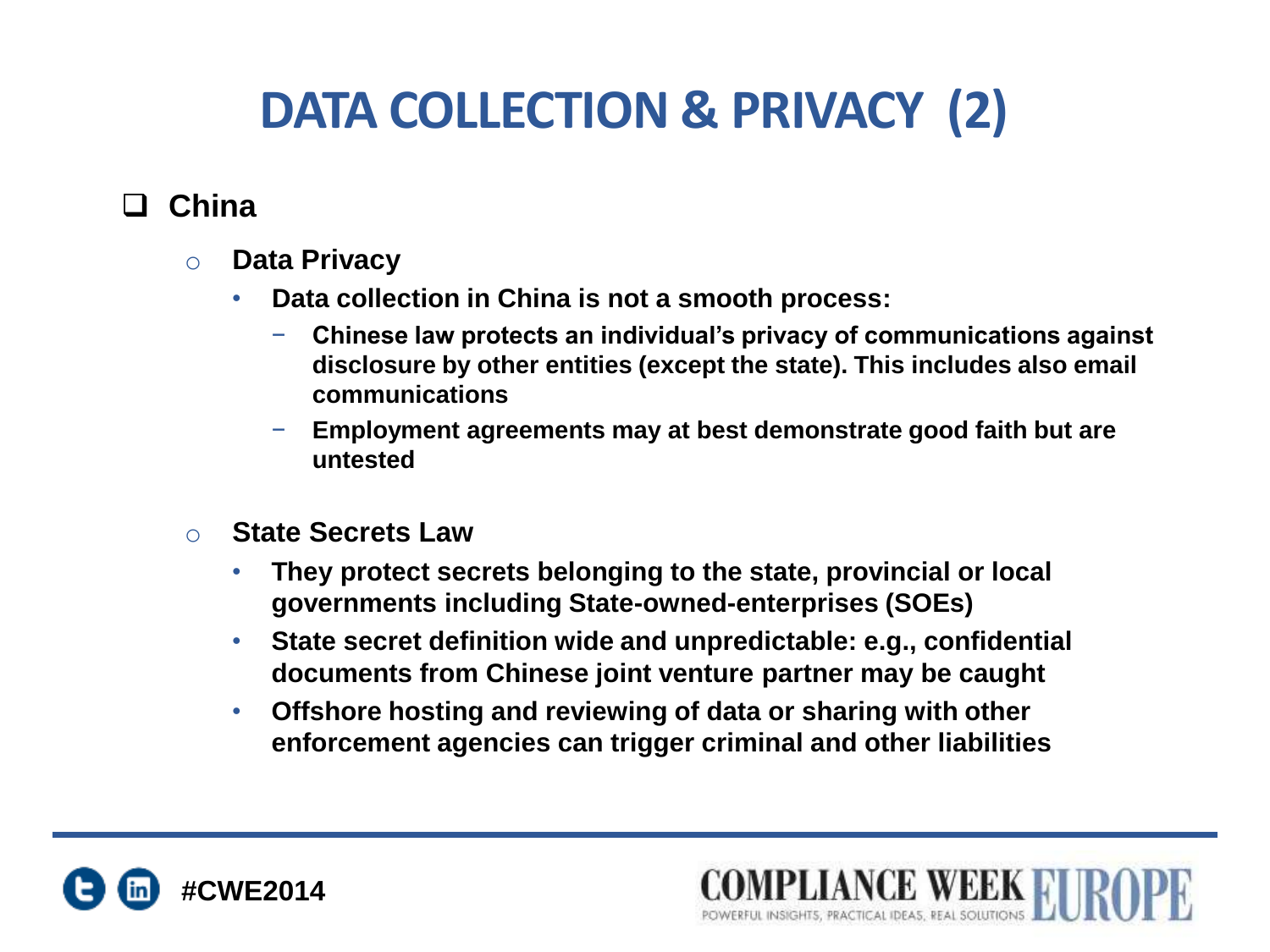# DATA COLLECTION & PRIVACY (2)

- **China**
  - **Data Privacy**
    - **Data collection in China is not a smooth process:**
      - **Chinese law protects an individual's privacy of communications against disclosure by other entities (except the state). This includes also email communications**
      - **Employment agreements may at best demonstrate good faith but are untested**
  - **State Secrets Law**
    - **They protect secrets belonging to the state, provincial or local governments including State-owned-enterprises (SOEs)**
    - **State secret definition wide and unpredictable: e.g., confidential documents from Chinese joint venture partner may be caught**
    - **Offshore hosting and reviewing of data or sharing with other enforcement agencies can trigger criminal and other liabilities**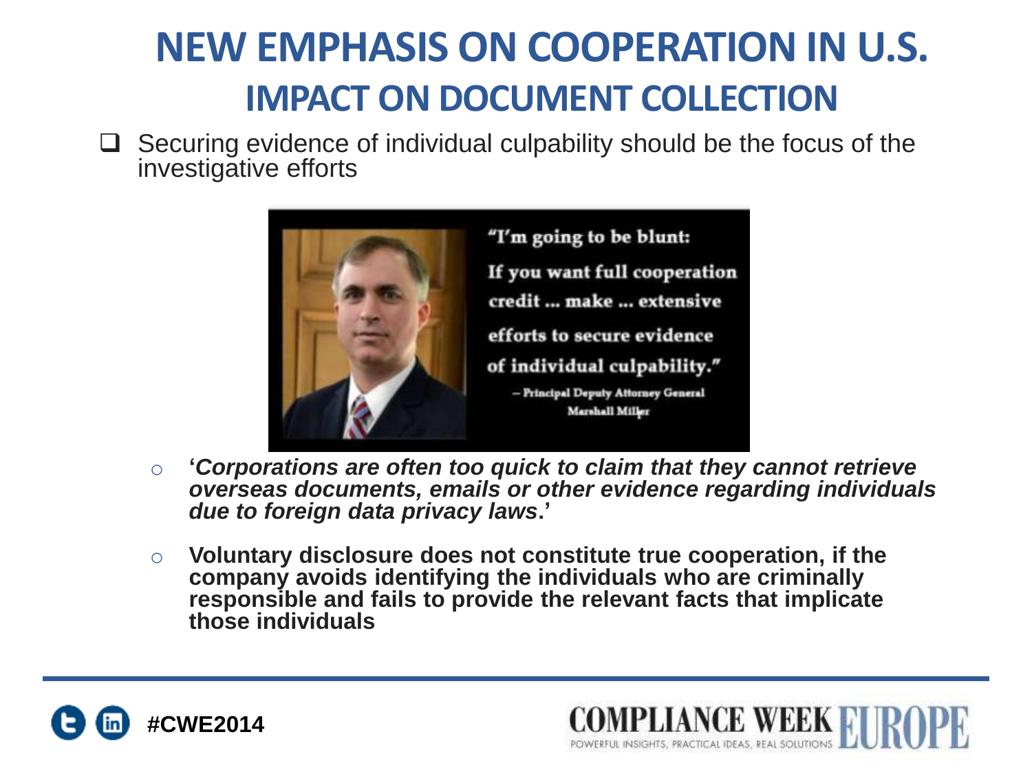# NEW EMPHASIS ON COOPERATION IN U.S.

## IMPACT ON DOCUMENT COLLECTION

- Securing evidence of individual culpability should be the focus of the investigative efforts

"I'm going to be blunt:
If you want full cooperation credit ... make ... extensive efforts to secure evidence of individual culpability."
– Principal Deputy Attorney General Marshall Miller

- **'*Corporations are often too quick to claim that they cannot retrieve overseas documents, emails or other evidence regarding individuals due to foreign data privacy laws*.'**
- **Voluntary disclosure does not constitute true cooperation, if the company avoids identifying the individuals who are criminally responsible and fails to provide the relevant facts that implicate those individuals**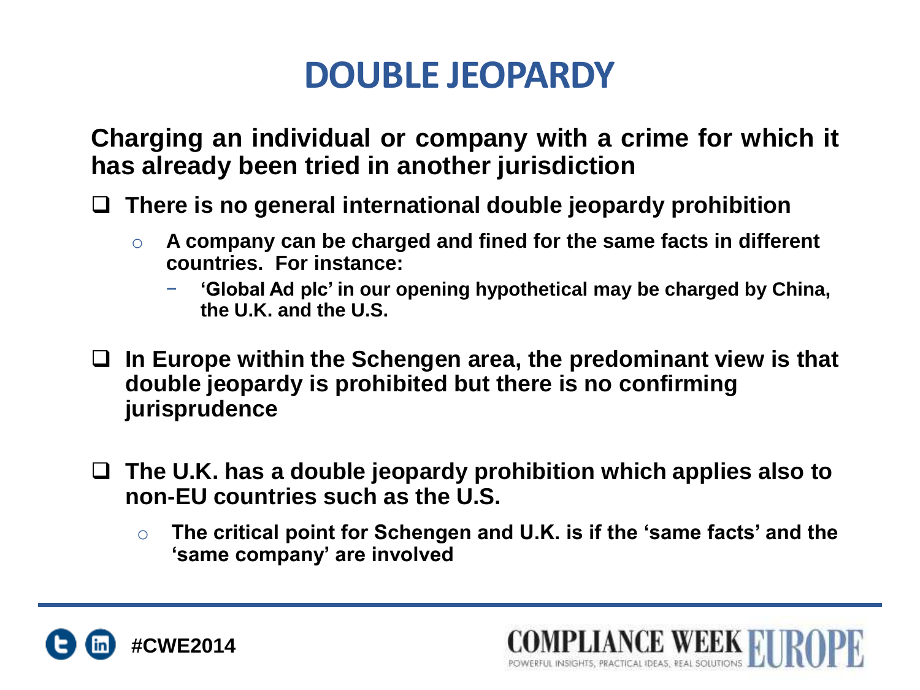# DOUBLE JEOPARDY

**Charging an individual or company with a crime for which it has already been tried in another jurisdiction**

- **There is no general international double jeopardy prohibition**
  - **A company can be charged and fined for the same facts in different countries. For instance:**
    - **'Global Ad plc' in our opening hypothetical may be charged by China, the U.K. and the U.S.**
- **In Europe within the Schengen area, the predominant view is that double jeopardy is prohibited but there is no confirming jurisprudence**
- **The U.K. has a double jeopardy prohibition which applies also to non-EU countries such as the U.S.**
  - **The critical point for Schengen and U.K. is if the 'same facts' and the 'same company' are involved**

#CWE2014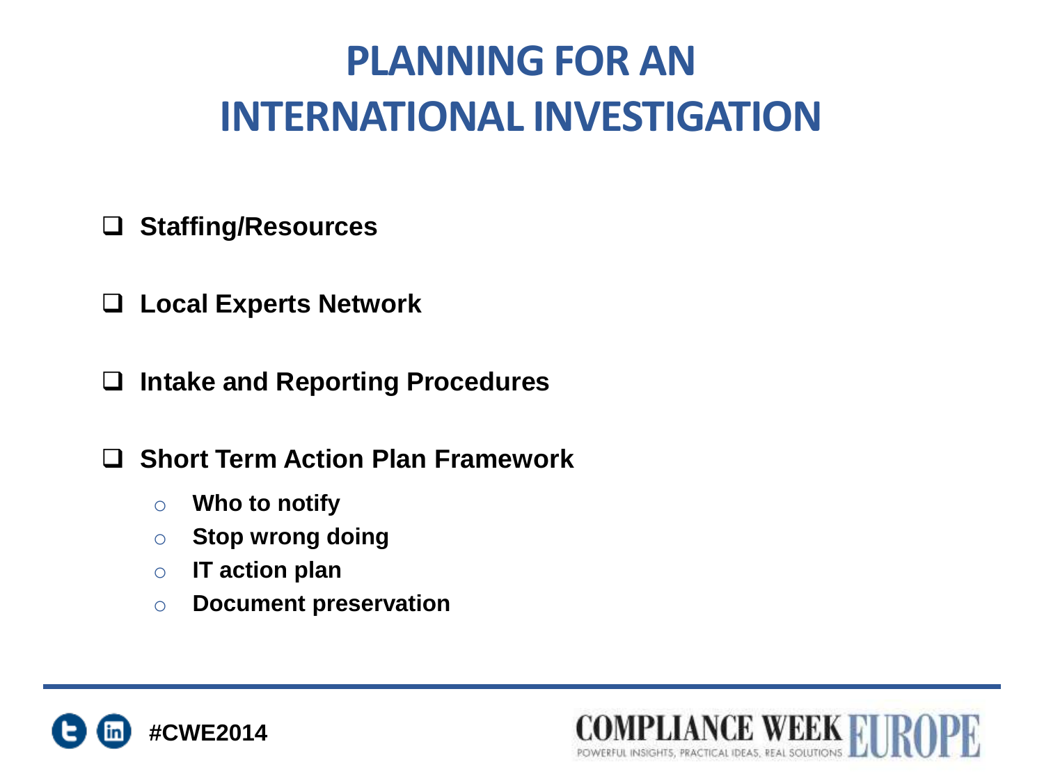# PLANNING FOR AN INTERNATIONAL INVESTIGATION

- **Staffing/Resources**
- **Local Experts Network**
- **Intake and Reporting Procedures**
- **Short Term Action Plan Framework**
  - **Who to notify**
  - **Stop wrong doing**
  - **IT action plan**
  - **Document preservation**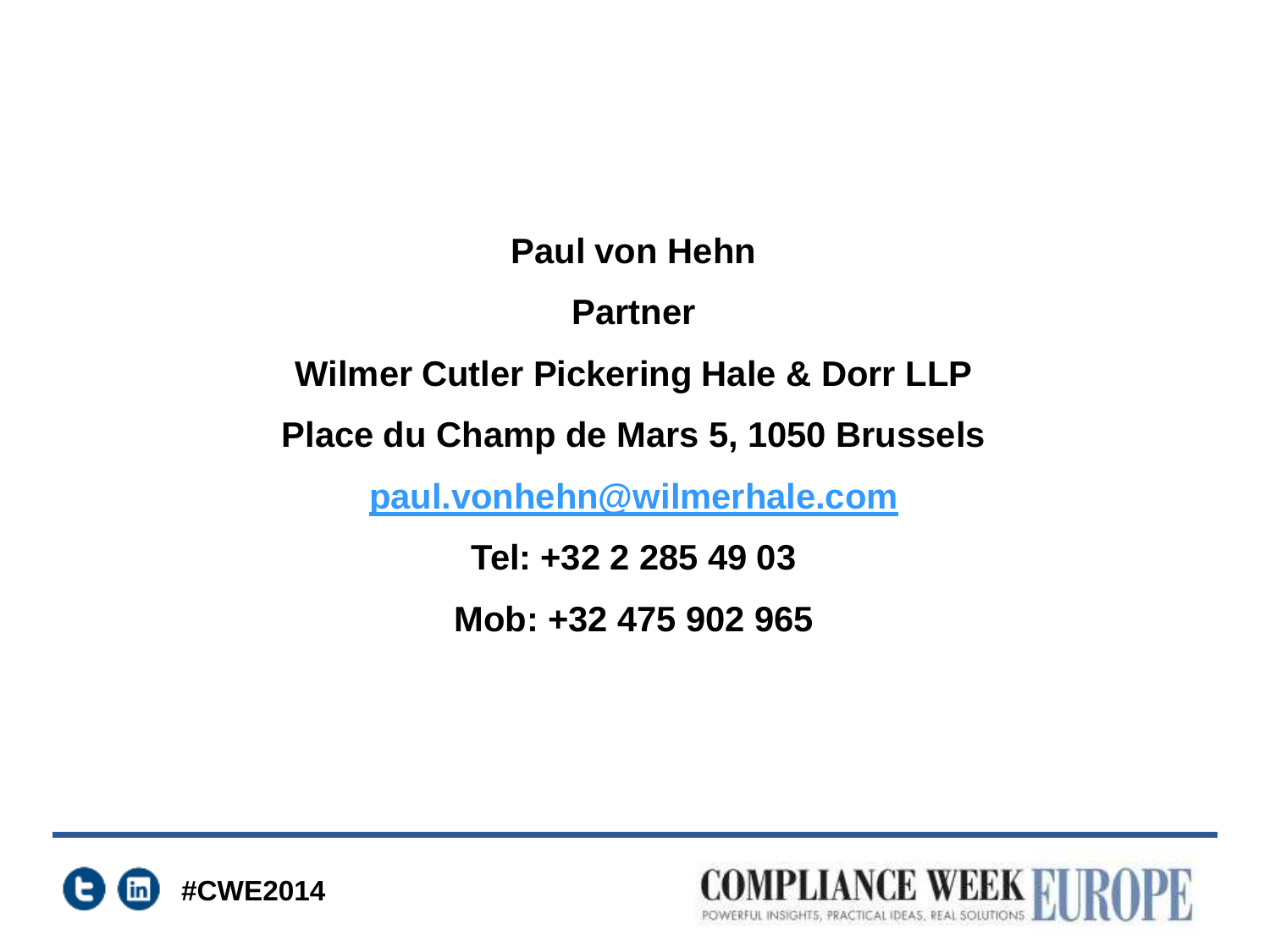**Paul von Hehn**

**Partner**

**Wilmer Cutler Pickering Hale & Dorr LLP**

**Place du Champ de Mars 5, 1050 Brussels**

**paul.vonhehn@wilmerhale.com**

**Tel: +32 2 285 49 03**

**Mob: +32 475 902 965**